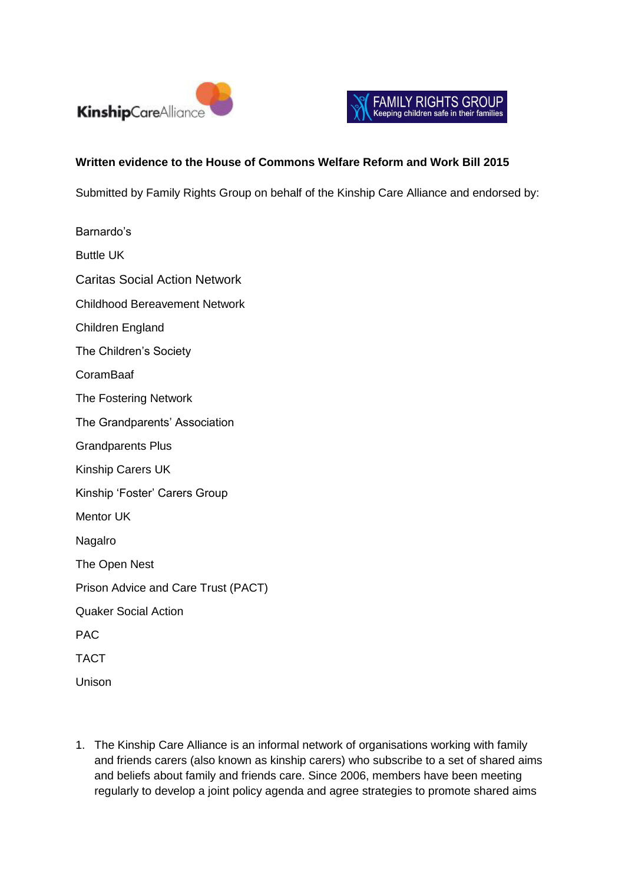KinshipCareAlliance

FAMILY RIGHTS GROUP
Keeping children safe in their families

**Written evidence to the House of Commons Welfare Reform and Work Bill 2015**

Submitted by Family Rights Group on behalf of the Kinship Care Alliance and endorsed by:

Barnardo's

Buttle UK

Caritas Social Action Network

Childhood Bereavement Network

Children England

The Children's Society

CoramBaaf

The Fostering Network

The Grandparents' Association

Grandparents Plus

Kinship Carers UK

Kinship 'Foster' Carers Group

Mentor UK

Nagalro

The Open Nest

Prison Advice and Care Trust (PACT)

Quaker Social Action

PAC

TACT

Unison

1. The Kinship Care Alliance is an informal network of organisations working with family and friends carers (also known as kinship carers) who subscribe to a set of shared aims and beliefs about family and friends care. Since 2006, members have been meeting regularly to develop a joint policy agenda and agree strategies to promote shared aims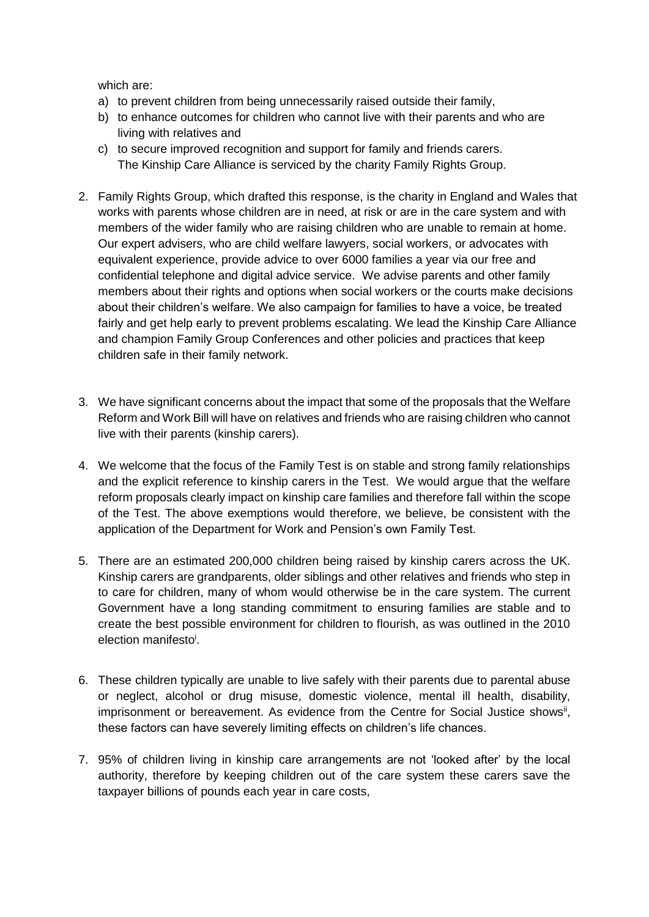which are:

a) to prevent children from being unnecessarily raised outside their family,
b) to enhance outcomes for children who cannot live with their parents and who are living with relatives and
c) to secure improved recognition and support for family and friends carers.

The Kinship Care Alliance is serviced by the charity Family Rights Group.

2. Family Rights Group, which drafted this response, is the charity in England and Wales that works with parents whose children are in need, at risk or are in the care system and with members of the wider family who are raising children who are unable to remain at home. Our expert advisers, who are child welfare lawyers, social workers, or advocates with equivalent experience, provide advice to over 6000 families a year via our free and confidential telephone and digital advice service. We advise parents and other family members about their rights and options when social workers or the courts make decisions about their children's welfare. We also campaign for families to have a voice, be treated fairly and get help early to prevent problems escalating. We lead the Kinship Care Alliance and champion Family Group Conferences and other policies and practices that keep children safe in their family network.

3. We have significant concerns about the impact that some of the proposals that the Welfare Reform and Work Bill will have on relatives and friends who are raising children who cannot live with their parents (kinship carers).

4. We welcome that the focus of the Family Test is on stable and strong family relationships and the explicit reference to kinship carers in the Test. We would argue that the welfare reform proposals clearly impact on kinship care families and therefore fall within the scope of the Test. The above exemptions would therefore, we believe, be consistent with the application of the Department for Work and Pension's own Family Test.

5. There are an estimated 200,000 children being raised by kinship carers across the UK. Kinship carers are grandparents, older siblings and other relatives and friends who step in to care for children, many of whom would otherwise be in the care system. The current Government have a long standing commitment to ensuring families are stable and to create the best possible environment for children to flourish, as was outlined in the 2010 election manifesto[i].

6. These children typically are unable to live safely with their parents due to parental abuse or neglect, alcohol or drug misuse, domestic violence, mental ill health, disability, imprisonment or bereavement. As evidence from the Centre for Social Justice shows[ii], these factors can have severely limiting effects on children's life chances.

7. 95% of children living in kinship care arrangements are not 'looked after' by the local authority, therefore by keeping children out of the care system these carers save the taxpayer billions of pounds each year in care costs,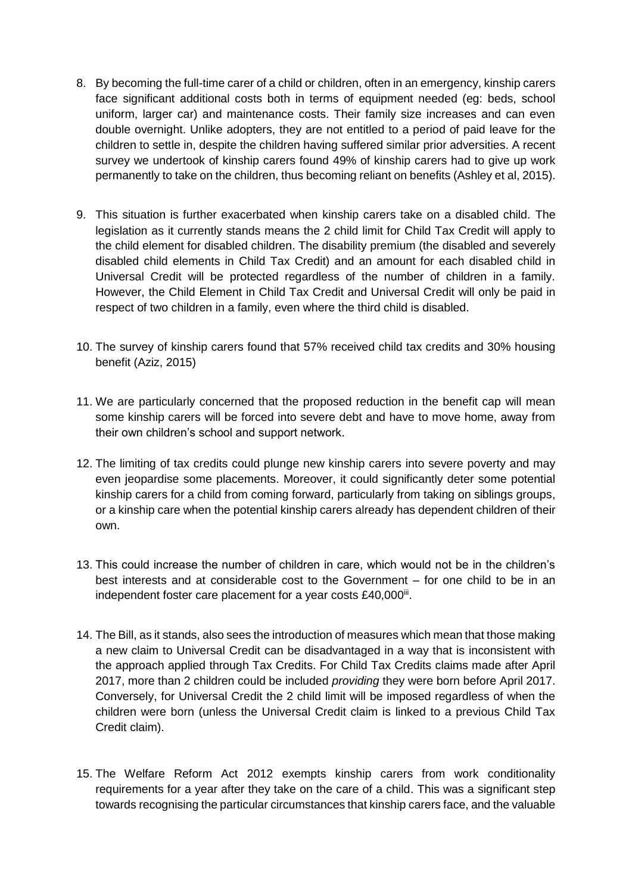8. By becoming the full-time carer of a child or children, often in an emergency, kinship carers face significant additional costs both in terms of equipment needed (eg: beds, school uniform, larger car) and maintenance costs. Their family size increases and can even double overnight. Unlike adopters, they are not entitled to a period of paid leave for the children to settle in, despite the children having suffered similar prior adversities. A recent survey we undertook of kinship carers found 49% of kinship carers had to give up work permanently to take on the children, thus becoming reliant on benefits (Ashley et al, 2015).

9. This situation is further exacerbated when kinship carers take on a disabled child. The legislation as it currently stands means the 2 child limit for Child Tax Credit will apply to the child element for disabled children. The disability premium (the disabled and severely disabled child elements in Child Tax Credit) and an amount for each disabled child in Universal Credit will be protected regardless of the number of children in a family. However, the Child Element in Child Tax Credit and Universal Credit will only be paid in respect of two children in a family, even where the third child is disabled.

10. The survey of kinship carers found that 57% received child tax credits and 30% housing benefit (Aziz, 2015)

11. We are particularly concerned that the proposed reduction in the benefit cap will mean some kinship carers will be forced into severe debt and have to move home, away from their own children's school and support network.

12. The limiting of tax credits could plunge new kinship carers into severe poverty and may even jeopardise some placements. Moreover, it could significantly deter some potential kinship carers for a child from coming forward, particularly from taking on siblings groups, or a kinship care when the potential kinship carers already has dependent children of their own.

13. This could increase the number of children in care, which would not be in the children's best interests and at considerable cost to the Government – for one child to be in an independent foster care placement for a year costs £40,000[iii].

14. The Bill, as it stands, also sees the introduction of measures which mean that those making a new claim to Universal Credit can be disadvantaged in a way that is inconsistent with the approach applied through Tax Credits. For Child Tax Credits claims made after April 2017, more than 2 children could be included *providing* they were born before April 2017. Conversely, for Universal Credit the 2 child limit will be imposed regardless of when the children were born (unless the Universal Credit claim is linked to a previous Child Tax Credit claim).

15. The Welfare Reform Act 2012 exempts kinship carers from work conditionality requirements for a year after they take on the care of a child. This was a significant step towards recognising the particular circumstances that kinship carers face, and the valuable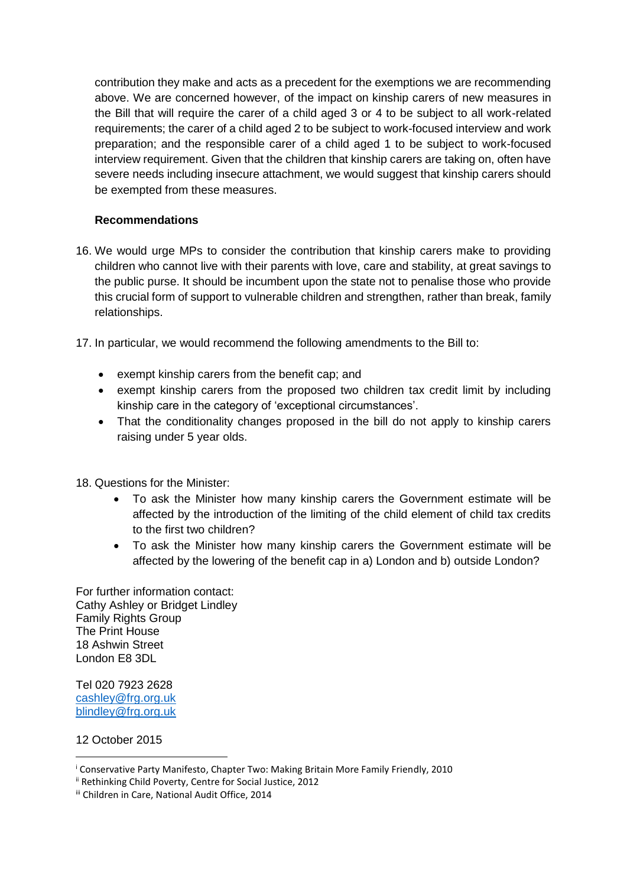contribution they make and acts as a precedent for the exemptions we are recommending above. We are concerned however, of the impact on kinship carers of new measures in the Bill that will require the carer of a child aged 3 or 4 to be subject to all work-related requirements; the carer of a child aged 2 to be subject to work-focused interview and work preparation; and the responsible carer of a child aged 1 to be subject to work-focused interview requirement. Given that the children that kinship carers are taking on, often have severe needs including insecure attachment, we would suggest that kinship carers should be exempted from these measures.

**Recommendations**

16. We would urge MPs to consider the contribution that kinship carers make to providing children who cannot live with their parents with love, care and stability, at great savings to the public purse. It should be incumbent upon the state not to penalise those who provide this crucial form of support to vulnerable children and strengthen, rather than break, family relationships.

17. In particular, we would recommend the following amendments to the Bill to:

    - exempt kinship carers from the benefit cap; and
    - exempt kinship carers from the proposed two children tax credit limit by including kinship care in the category of 'exceptional circumstances'.
    - That the conditionality changes proposed in the bill do not apply to kinship carers raising under 5 year olds.

18. Questions for the Minister:
    - To ask the Minister how many kinship carers the Government estimate will be affected by the introduction of the limiting of the child element of child tax credits to the first two children?
    - To ask the Minister how many kinship carers the Government estimate will be affected by the lowering of the benefit cap in a) London and b) outside London?

For further information contact:
Cathy Ashley or Bridget Lindley
Family Rights Group
The Print House
18 Ashwin Street
London E8 3DL

Tel 020 7923 2628
cashley@frg.org.uk
blindley@frg.org.uk

12 October 2015

---

[i] Conservative Party Manifesto, Chapter Two: Making Britain More Family Friendly, 2010
[ii] Rethinking Child Poverty, Centre for Social Justice, 2012
[iii] Children in Care, National Audit Office, 2014